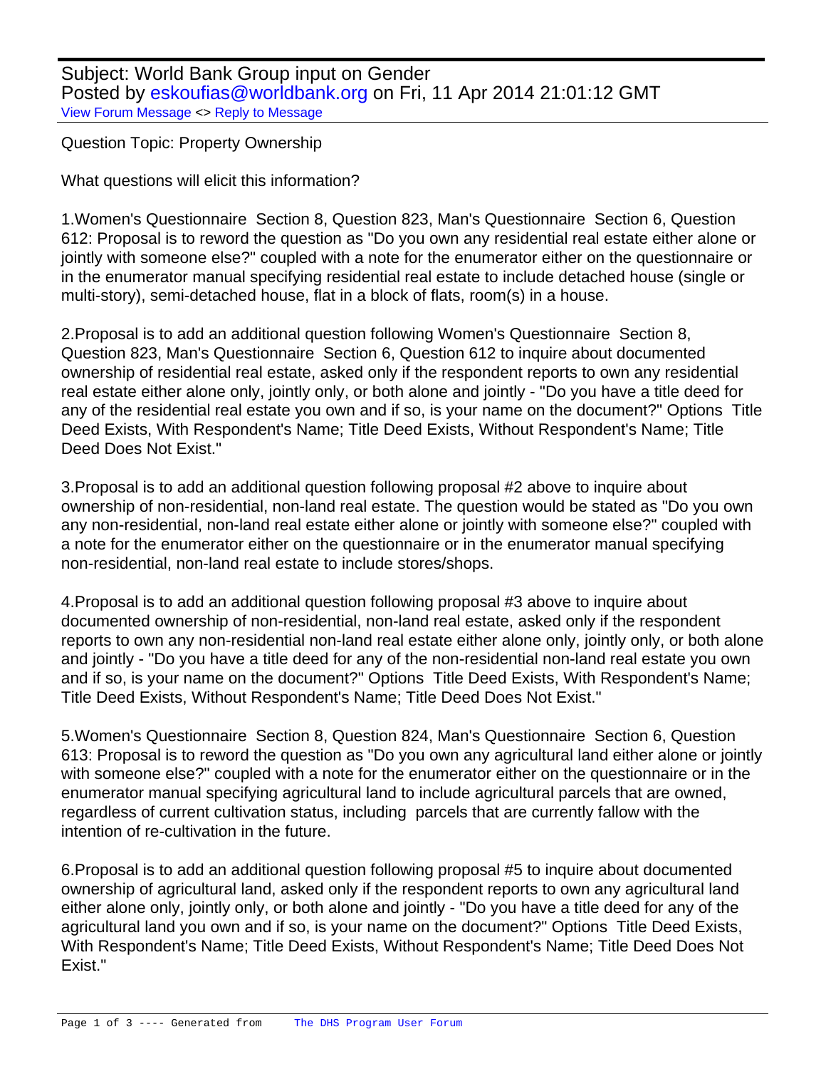Subject: World Bank Group input on Gender
Posted by eskoufias@worldbank.org on Fri, 11 Apr 2014 21:01:12 GMT
View Forum Message <> Reply to Message

Question Topic: Property Ownership

What questions will elicit this information?

1.Women's Questionnaire Section 8, Question 823, Man's Questionnaire Section 6, Question 612: Proposal is to reword the question as "Do you own any residential real estate either alone or jointly with someone else?" coupled with a note for the enumerator either on the questionnaire or in the enumerator manual specifying residential real estate to include detached house (single or multi-story), semi-detached house, flat in a block of flats, room(s) in a house.

2.Proposal is to add an additional question following Women's Questionnaire Section 8, Question 823, Man's Questionnaire Section 6, Question 612 to inquire about documented ownership of residential real estate, asked only if the respondent reports to own any residential real estate either alone only, jointly only, or both alone and jointly - "Do you have a title deed for any of the residential real estate you own and if so, is your name on the document?" Options Title Deed Exists, With Respondent's Name; Title Deed Exists, Without Respondent's Name; Title Deed Does Not Exist."

3.Proposal is to add an additional question following proposal #2 above to inquire about ownership of non-residential, non-land real estate. The question would be stated as "Do you own any non-residential, non-land real estate either alone or jointly with someone else?" coupled with a note for the enumerator either on the questionnaire or in the enumerator manual specifying non-residential, non-land real estate to include stores/shops.

4.Proposal is to add an additional question following proposal #3 above to inquire about documented ownership of non-residential, non-land real estate, asked only if the respondent reports to own any non-residential non-land real estate either alone only, jointly only, or both alone and jointly - "Do you have a title deed for any of the non-residential non-land real estate you own and if so, is your name on the document?" Options Title Deed Exists, With Respondent's Name; Title Deed Exists, Without Respondent's Name; Title Deed Does Not Exist."

5.Women's Questionnaire Section 8, Question 824, Man's Questionnaire Section 6, Question 613: Proposal is to reword the question as "Do you own any agricultural land either alone or jointly with someone else?" coupled with a note for the enumerator either on the questionnaire or in the enumerator manual specifying agricultural land to include agricultural parcels that are owned, regardless of current cultivation status, including parcels that are currently fallow with the intention of re-cultivation in the future.

6.Proposal is to add an additional question following proposal #5 to inquire about documented ownership of agricultural land, asked only if the respondent reports to own any agricultural land either alone only, jointly only, or both alone and jointly - "Do you have a title deed for any of the agricultural land you own and if so, is your name on the document?" Options Title Deed Exists, With Respondent's Name; Title Deed Exists, Without Respondent's Name; Title Deed Does Not Exist."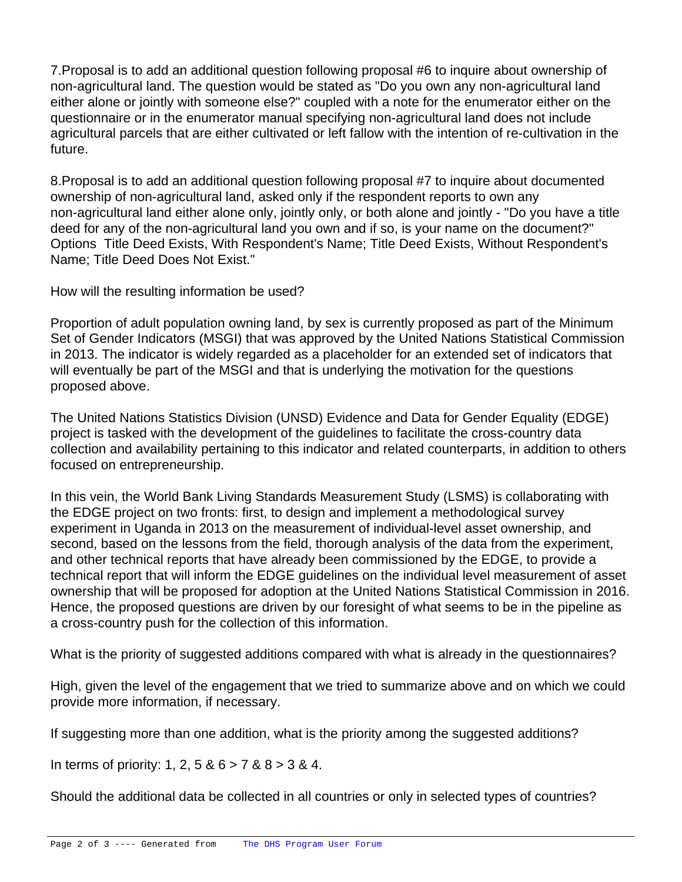7.Proposal is to add an additional question following proposal #6 to inquire about ownership of non-agricultural land. The question would be stated as "Do you own any non-agricultural land either alone or jointly with someone else?" coupled with a note for the enumerator either on the questionnaire or in the enumerator manual specifying non-agricultural land does not include agricultural parcels that are either cultivated or left fallow with the intention of re-cultivation in the future.

8.Proposal is to add an additional question following proposal #7 to inquire about documented ownership of non-agricultural land, asked only if the respondent reports to own any non-agricultural land either alone only, jointly only, or both alone and jointly - "Do you have a title deed for any of the non-agricultural land you own and if so, is your name on the document?" Options  Title Deed Exists, With Respondent's Name; Title Deed Exists, Without Respondent's Name; Title Deed Does Not Exist."

How will the resulting information be used?

Proportion of adult population owning land, by sex is currently proposed as part of the Minimum Set of Gender Indicators (MSGI) that was approved by the United Nations Statistical Commission in 2013. The indicator is widely regarded as a placeholder for an extended set of indicators that will eventually be part of the MSGI and that is underlying the motivation for the questions proposed above.

The United Nations Statistics Division (UNSD) Evidence and Data for Gender Equality (EDGE) project is tasked with the development of the guidelines to facilitate the cross-country data collection and availability pertaining to this indicator and related counterparts, in addition to others focused on entrepreneurship.

In this vein, the World Bank Living Standards Measurement Study (LSMS) is collaborating with the EDGE project on two fronts: first, to design and implement a methodological survey experiment in Uganda in 2013 on the measurement of individual-level asset ownership, and second, based on the lessons from the field, thorough analysis of the data from the experiment, and other technical reports that have already been commissioned by the EDGE, to provide a technical report that will inform the EDGE guidelines on the individual level measurement of asset ownership that will be proposed for adoption at the United Nations Statistical Commission in 2016. Hence, the proposed questions are driven by our foresight of what seems to be in the pipeline as a cross-country push for the collection of this information.

What is the priority of suggested additions compared with what is already in the questionnaires?

High, given the level of the engagement that we tried to summarize above and on which we could provide more information, if necessary.

If suggesting more than one addition, what is the priority among the suggested additions?

In terms of priority: 1, 2, 5 & 6 > 7 & 8 > 3 & 4.

Should the additional data be collected in all countries or only in selected types of countries?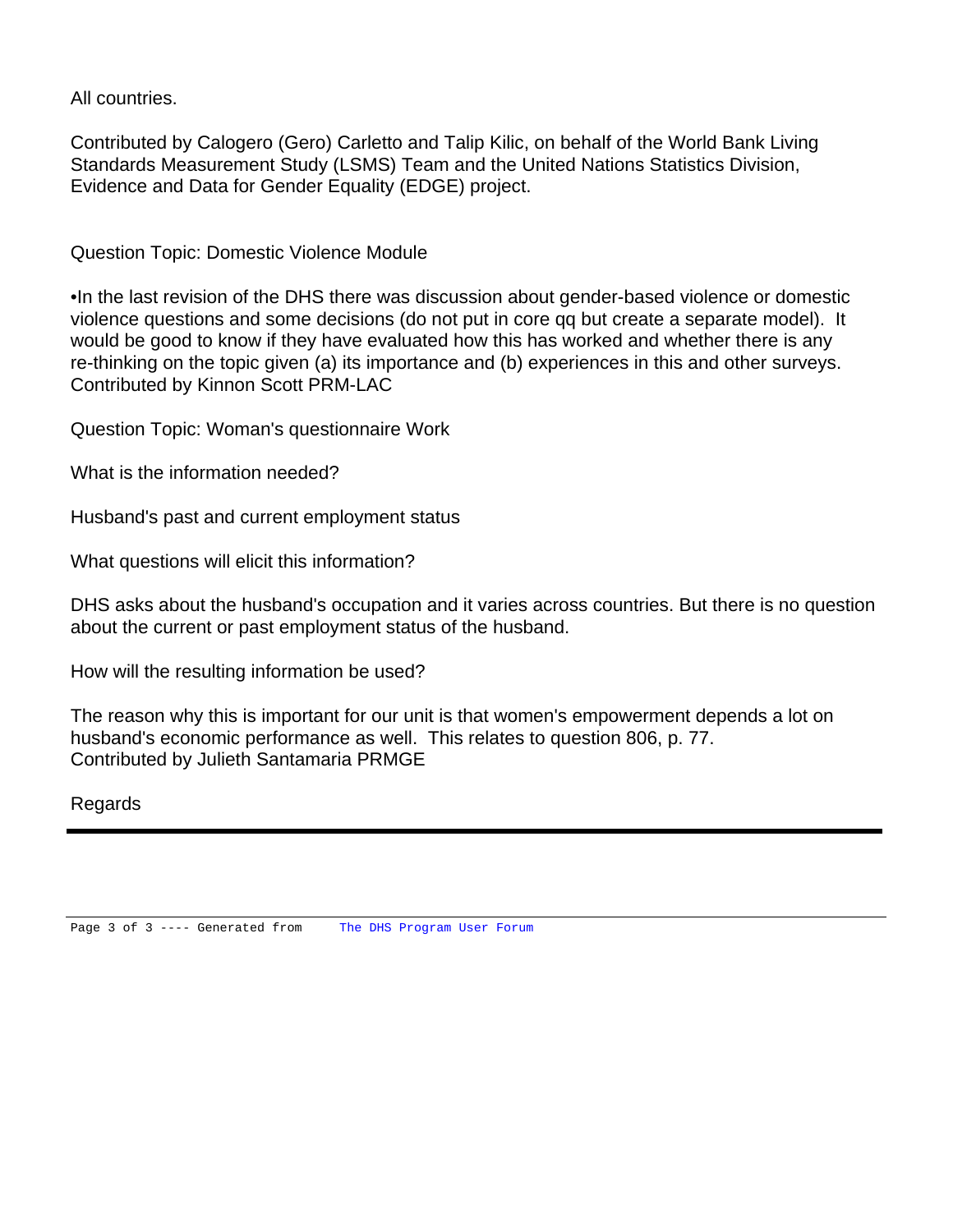All countries.

Contributed by Calogero (Gero) Carletto and Talip Kilic, on behalf of the World Bank Living Standards Measurement Study (LSMS) Team and the United Nations Statistics Division, Evidence and Data for Gender Equality (EDGE) project.

Question Topic: Domestic Violence Module

•In the last revision of the DHS there was discussion about gender-based violence or domestic violence questions and some decisions (do not put in core qq but create a separate model). It would be good to know if they have evaluated how this has worked and whether there is any re-thinking on the topic given (a) its importance and (b) experiences in this and other surveys.
Contributed by Kinnon Scott PRM-LAC

Question Topic: Woman's questionnaire Work

What is the information needed?

Husband's past and current employment status

What questions will elicit this information?

DHS asks about the husband's occupation and it varies across countries. But there is no question about the current or past employment status of the husband.

How will the resulting information be used?

The reason why this is important for our unit is that women's empowerment depends a lot on husband's economic performance as well. This relates to question 806, p. 77.
Contributed by Julieth Santamaria PRMGE

Regards